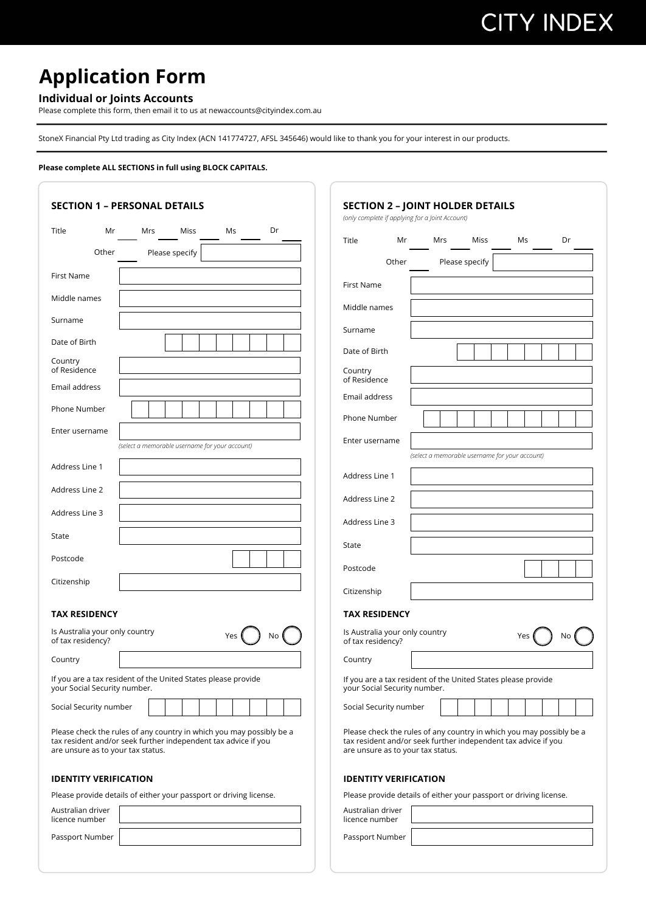CITY INDEX

# Application Form

### Individual or Joints Accounts

Please complete this form, then email it to us at newaccounts@cityindex.com.au

StoneX Financial Pty Ltd trading as City Index (ACN 141774727, AFSL 345646) would like to thank you for your interest in our products.

**Please complete ALL SECTIONS in full using BLOCK CAPITALS.**

## SECTION 1 – PERSONAL DETAILS

Title Mr ___ Mrs ___ Miss ___ Ms ___ Dr ___

Other ___ Please specify ___

First Name ___

Middle names ___

Surname ___

Date of Birth ___

Country of Residence ___

Email address ___

Phone Number ___

Enter username ___

*(select a memorable username for your account)*

Address Line 1 ___

Address Line 2 ___

Address Line 3 ___

State ___

Postcode ___

Citizenship ___

### TAX RESIDENCY

Is Australia your only country of tax residency? Yes ◯ No ◯

Country ___

If you are a tax resident of the United States please provide your Social Security number.

Social Security number ___

Please check the rules of any country in which you may possibly be a tax resident and/or seek further independent tax advice if you are unsure as to your tax status.

### IDENTITY VERIFICATION

Please provide details of either your passport or driving license.

Australian driver licence number ___

Passport Number ___

## SECTION 2 – JOINT HOLDER DETAILS

*(only complete if applying for a Joint Account)*

Title Mr ___ Mrs ___ Miss ___ Ms ___ Dr ___

Other ___ Please specify ___

First Name ___

Middle names ___

Surname ___

Date of Birth ___

Country of Residence ___

Email address ___

Phone Number ___

Enter username ___

*(select a memorable username for your account)*

Address Line 1 ___

Address Line 2 ___

Address Line 3 ___

State ___

Postcode ___

Citizenship ___

### TAX RESIDENCY

Is Australia your only country of tax residency? Yes ◯ No ◯

Country ___

If you are a tax resident of the United States please provide your Social Security number.

Social Security number ___

Please check the rules of any country in which you may possibly be a tax resident and/or seek further independent tax advice if you are unsure as to your tax status.

### IDENTITY VERIFICATION

Please provide details of either your passport or driving license.

Australian driver licence number ___

Passport Number ___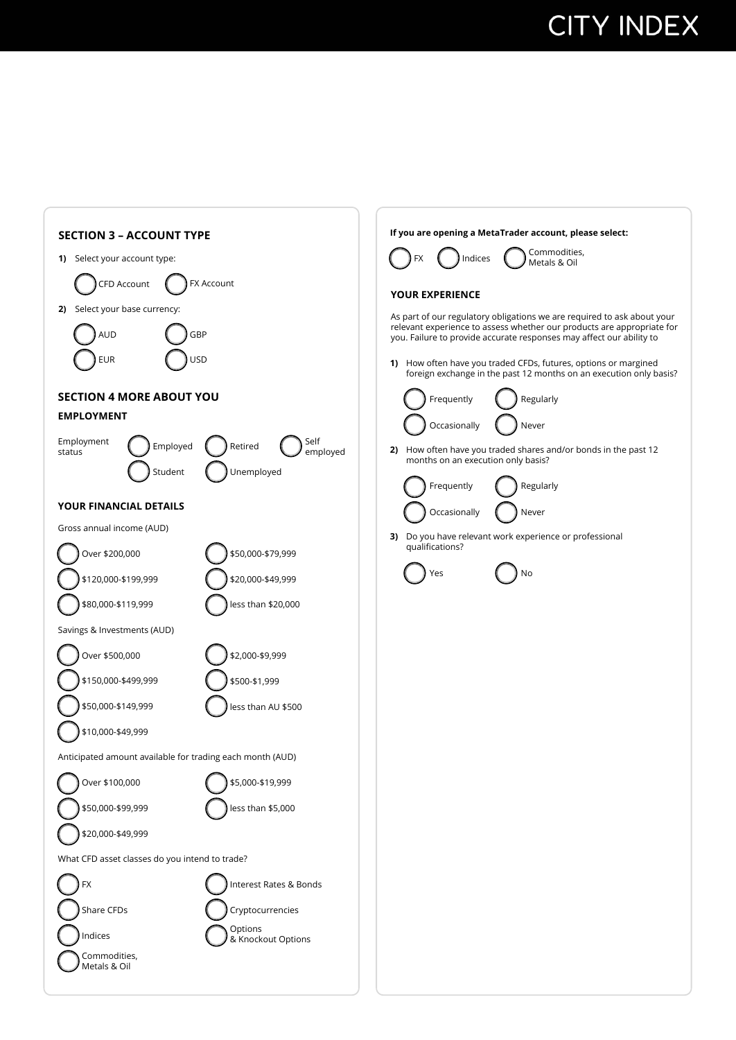## SECTION 3 – ACCOUNT TYPE

**1)** Select your account type:

- ◯ CFD Account
- ◯ FX Account

**2)** Select your base currency:

- ◯ AUD
- ◯ GBP
- ◯ EUR
- ◯ USD

## SECTION 4 MORE ABOUT YOU

### EMPLOYMENT

Employment status

- ◯ Employed
- ◯ Retired
- ◯ Self employed
- ◯ Student
- ◯ Unemployed

### YOUR FINANCIAL DETAILS

Gross annual income (AUD)

- ◯ Over $200,000
- ◯ $120,000-$199,999
- ◯ $80,000-$119,999
- ◯ $50,000-$79,999
- ◯ $20,000-$49,999
- ◯ less than $20,000

Savings & Investments (AUD)

- ◯ Over $500,000
- ◯ $150,000-$499,999
- ◯ $50,000-$149,999
- ◯ $10,000-$49,999
- ◯ $2,000-$9,999
- ◯ $500-$1,999
- ◯ less than AU $500

Anticipated amount available for trading each month (AUD)

- ◯ Over $100,000
- ◯ $50,000-$99,999
- ◯ $20,000-$49,999
- ◯ $5,000-$19,999
- ◯ less than $5,000

What CFD asset classes do you intend to trade?

- ◯ FX
- ◯ Share CFDs
- ◯ Indices
- ◯ Commodities, Metals & Oil
- ◯ Interest Rates & Bonds
- ◯ Cryptocurrencies
- ◯ Options & Knockout Options

**If you are opening a MetaTrader account, please select:**

- ◯ FX
- ◯ Indices
- ◯ Commodities, Metals & Oil

### YOUR EXPERIENCE

As part of our regulatory obligations we are required to ask about your relevant experience to assess whether our products are appropriate for you. Failure to provide accurate responses may affect our ability to

**1)** How often have you traded CFDs, futures, options or margined foreign exchange in the past 12 months on an execution only basis?

- ◯ Frequently
- ◯ Regularly
- ◯ Occasionally
- ◯ Never

**2)** How often have you traded shares and/or bonds in the past 12 months on an execution only basis?

- ◯ Frequently
- ◯ Regularly
- ◯ Occasionally
- ◯ Never

**3)** Do you have relevant work experience or professional qualifications?

- ◯ Yes
- ◯ No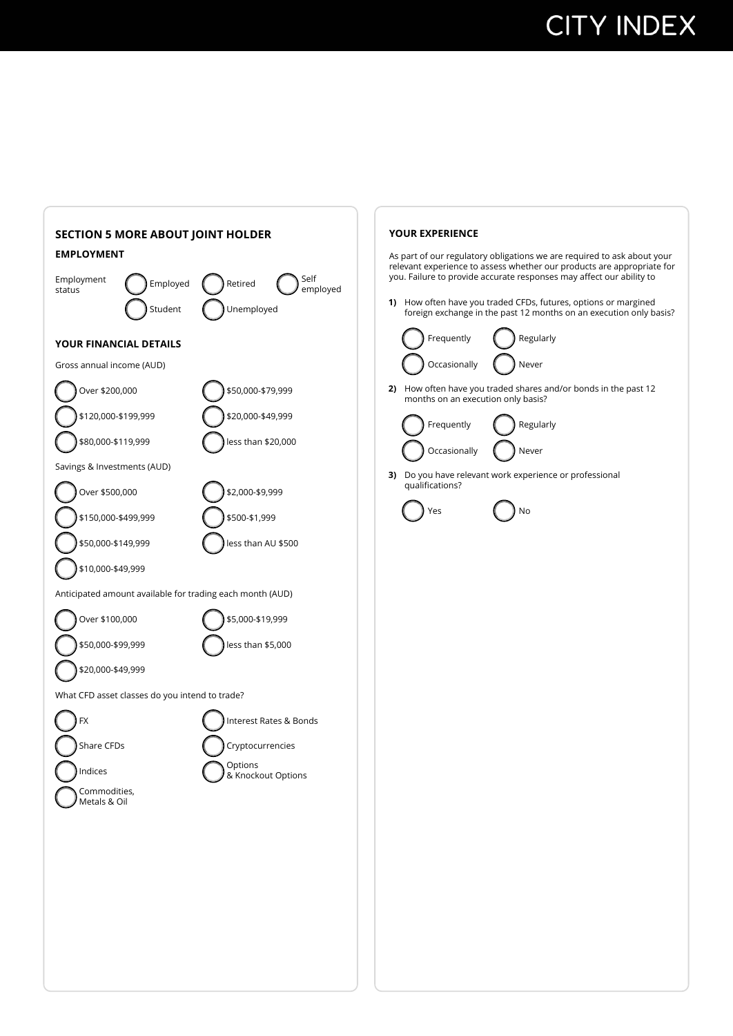## SECTION 5 MORE ABOUT JOINT HOLDER

### EMPLOYMENT

Employment status

- ◯ Employed
- ◯ Retired
- ◯ Self employed
- ◯ Student
- ◯ Unemployed

### YOUR FINANCIAL DETAILS

Gross annual income (AUD)

- ◯ Over $200,000
- ◯ $120,000-$199,999
- ◯ $80,000-$119,999
- ◯ $50,000-$79,999
- ◯ $20,000-$49,999
- ◯ less than $20,000

Savings & Investments (AUD)

- ◯ Over $500,000
- ◯ $150,000-$499,999
- ◯ $50,000-$149,999
- ◯ $10,000-$49,999
- ◯ $2,000-$9,999
- ◯ $500-$1,999
- ◯ less than AU $500

Anticipated amount available for trading each month (AUD)

- ◯ Over $100,000
- ◯ $50,000-$99,999
- ◯ $20,000-$49,999
- ◯ $5,000-$19,999
- ◯ less than $5,000

What CFD asset classes do you intend to trade?

- ◯ FX
- ◯ Share CFDs
- ◯ Indices
- ◯ Commodities, Metals & Oil
- ◯ Interest Rates & Bonds
- ◯ Cryptocurrencies
- ◯ Options & Knockout Options

### YOUR EXPERIENCE

As part of our regulatory obligations we are required to ask about your relevant experience to assess whether our products are appropriate for you. Failure to provide accurate responses may affect our ability to

**1)** How often have you traded CFDs, futures, options or margined foreign exchange in the past 12 months on an execution only basis?

- ◯ Frequently
- ◯ Regularly
- ◯ Occasionally
- ◯ Never

**2)** How often have you traded shares and/or bonds in the past 12 months on an execution only basis?

- ◯ Frequently
- ◯ Regularly
- ◯ Occasionally
- ◯ Never

**3)** Do you have relevant work experience or professional qualifications?

- ◯ Yes
- ◯ No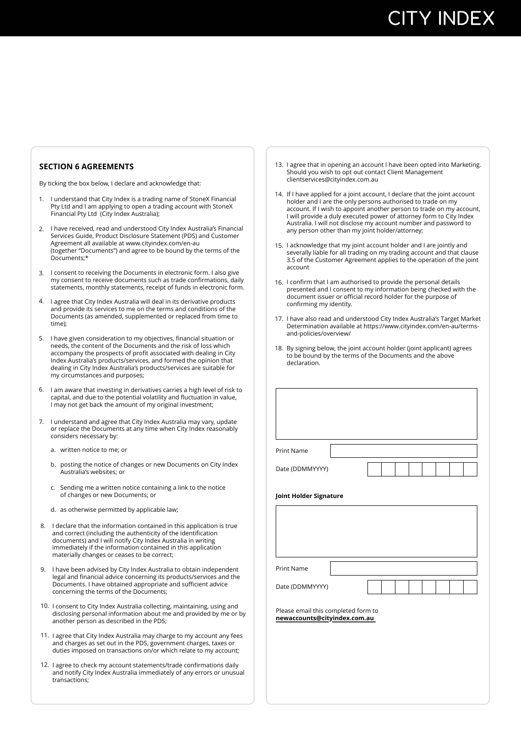## SECTION 6 AGREEMENTS

By ticking the box below, I declare and acknowledge that:

1. I understand that City Index is a trading name of StoneX Financial Pty Ltd and I am applying to open a trading account with StoneX Financial Pty Ltd (City Index Australia);
2. I have received, read and understood City Index Australia's Financial Services Guide, Product Disclosure Statement (PDS) and Customer Agreement all available at www.cityindex.com/en-au (together "Documents") and agree to be bound by the terms of the Documents;*
3. I consent to receiving the Documents in electronic form. I also give my consent to receive documents such as trade confirmations, daily statements, monthly statements, receipt of funds in electronic form.
4. I agree that City Index Australia will deal in its derivative products and provide its services to me on the terms and conditions of the Documents (as amended, supplemented or replaced from time to time);
5. I have given consideration to my objectives, financial situation or needs, the content of the Documents and the risk of loss which accompany the prospects of profit associated with dealing in City Index Australia's products/services, and formed the opinion that dealing in City Index Australia's products/services are suitable for my circumstances and purposes;
6. I am aware that investing in derivatives carries a high level of risk to capital, and due to the potential volatility and fluctuation in value, I may not get back the amount of my original investment;
7. I understand and agree that City Index Australia may vary, update or replace the Documents at any time when City Index reasonably considers necessary by:
   a. written notice to me; or
   b. posting the notice of changes or new Documents on City Index Australia's websites; or
   c. Sending me a written notice containing a link to the notice of changes or new Documents; or
   d. as otherwise permitted by applicable law;
8. I declare that the information contained in this application is true and correct (including the authenticity of the identification documents) and I will notify City Index Australia in writing immediately if the information contained in this application materially changes or ceases to be correct;
9. I have been advised by City Index Australia to obtain independent legal and financial advice concerning its products/services and the Documents. I have obtained appropriate and sufficient advice concerning the terms of the Documents;
10. I consent to City Index Australia collecting, maintaining, using and disclosing personal information about me and provided by me or by another person as described in the PDS;
11. I agree that City Index Australia may charge to my account any fees and charges as set out in the PDS, government charges, taxes or duties imposed on transactions on/or which relate to my account;
12. I agree to check my account statements/trade confirmations daily and notify City Index Australia immediately of any errors or unusual transactions;
13. I agree that in opening an account I have been opted into Marketing. Should you wish to opt out contact Client Management clientservices@cityindex.com.au
14. If I have applied for a joint account, I declare that the joint account holder and I are the only persons authorised to trade on my account. If I wish to appoint another person to trade on my account, I will provide a duly executed power of attorney form to City Index Australia. I will not disclose my account number and password to any person other than my joint holder/attorney;
15. I acknowledge that my joint account holder and I are jointly and severally liable for all trading on my trading account and that clause 3.5 of the Customer Agreement applies to the operation of the joint account
16. I confirm that I am authorised to provide the personal details presented and I consent to my information being checked with the document issuer or official record holder for the purpose of confirming my identity.
17. I have also read and understood City Index Australia's Target Market Determination available at https://www.cityindex.com/en-au/terms-and-policies/overview/
18. By signing below, the joint account holder (joint applicant) agrees to be bound by the terms of the Documents and the above declaration.

Print Name

Date (DDMMYYYY)

**Joint Holder Signature**

Print Name

Date (DDMMYYYY)

Please email this completed form to **newaccounts@cityindex.com.au**